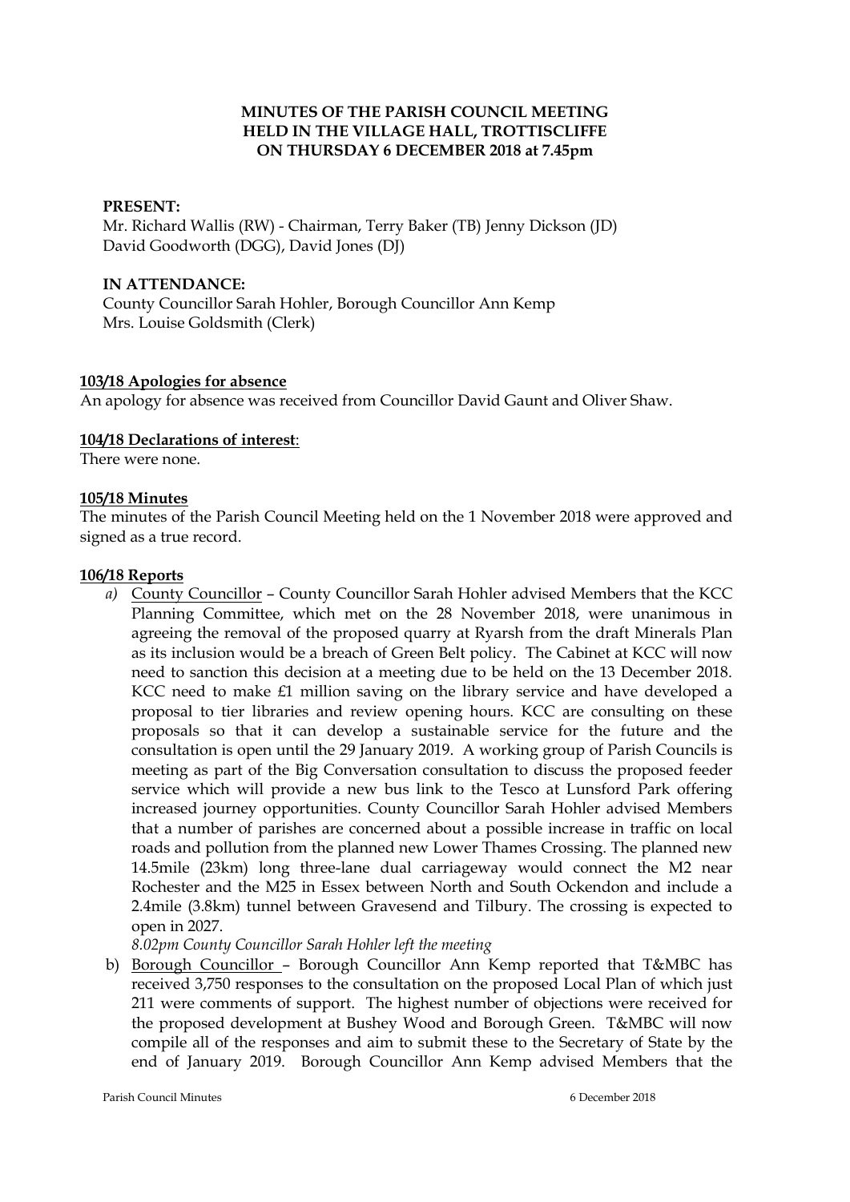**MINUTES OF THE PARISH COUNCIL MEETING HELD IN THE VILLAGE HALL, TROTTISCLIFFE ON THURSDAY 6 DECEMBER 2018 at 7.45pm**

**PRESENT:**

Mr. Richard Wallis (RW) - Chairman, Terry Baker (TB) Jenny Dickson (JD) David Goodworth (DGG), David Jones (DJ)

**IN ATTENDANCE:**

County Councillor Sarah Hohler, Borough Councillor Ann Kemp
Mrs. Louise Goldsmith (Clerk)

**103/18 Apologies for absence**

An apology for absence was received from Councillor David Gaunt and Oliver Shaw.

**104/18 Declarations of interest**:

There were none.

**105/18 Minutes**

The minutes of the Parish Council Meeting held on the 1 November 2018 were approved and signed as a true record.

**106/18 Reports**

*a)* County Councillor – County Councillor Sarah Hohler advised Members that the KCC Planning Committee, which met on the 28 November 2018, were unanimous in agreeing the removal of the proposed quarry at Ryarsh from the draft Minerals Plan as its inclusion would be a breach of Green Belt policy. The Cabinet at KCC will now need to sanction this decision at a meeting due to be held on the 13 December 2018. KCC need to make £1 million saving on the library service and have developed a proposal to tier libraries and review opening hours. KCC are consulting on these proposals so that it can develop a sustainable service for the future and the consultation is open until the 29 January 2019. A working group of Parish Councils is meeting as part of the Big Conversation consultation to discuss the proposed feeder service which will provide a new bus link to the Tesco at Lunsford Park offering increased journey opportunities. County Councillor Sarah Hohler advised Members that a number of parishes are concerned about a possible increase in traffic on local roads and pollution from the planned new Lower Thames Crossing. The planned new 14.5mile (23km) long three-lane dual carriageway would connect the M2 near Rochester and the M25 in Essex between North and South Ockendon and include a 2.4mile (3.8km) tunnel between Gravesend and Tilbury. The crossing is expected to open in 2027.

*8.02pm County Councillor Sarah Hohler left the meeting*

b) Borough Councillor – Borough Councillor Ann Kemp reported that T&MBC has received 3,750 responses to the consultation on the proposed Local Plan of which just 211 were comments of support. The highest number of objections were received for the proposed development at Bushey Wood and Borough Green. T&MBC will now compile all of the responses and aim to submit these to the Secretary of State by the end of January 2019. Borough Councillor Ann Kemp advised Members that the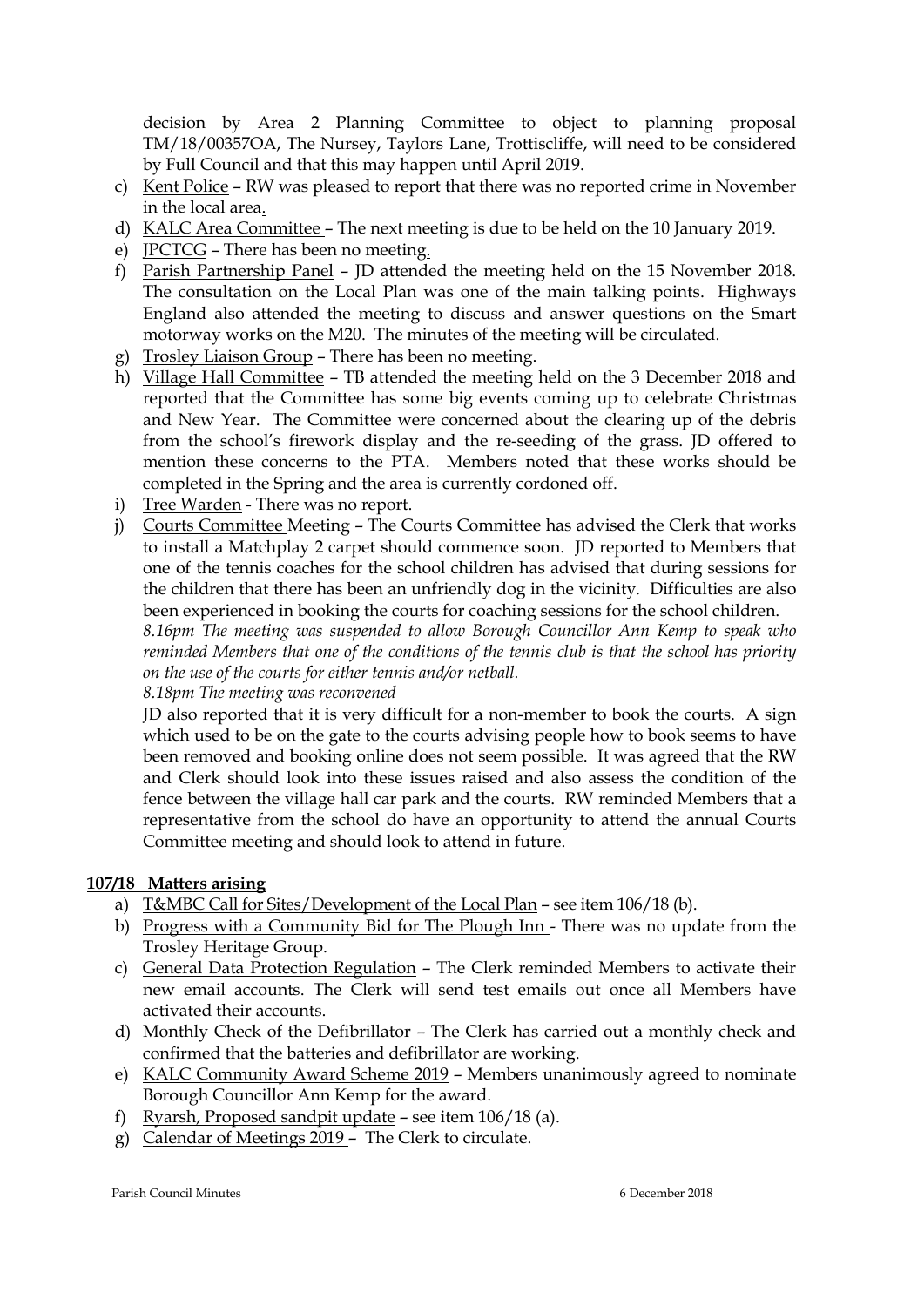decision by Area 2 Planning Committee to object to planning proposal TM/18/00357OA, The Nursey, Taylors Lane, Trottiscliffe, will need to be considered by Full Council and that this may happen until April 2019.

c) Kent Police – RW was pleased to report that there was no reported crime in November in the local area.
d) KALC Area Committee – The next meeting is due to be held on the 10 January 2019.
e) JPCTCG – There has been no meeting.
f) Parish Partnership Panel – JD attended the meeting held on the 15 November 2018. The consultation on the Local Plan was one of the main talking points. Highways England also attended the meeting to discuss and answer questions on the Smart motorway works on the M20. The minutes of the meeting will be circulated.
g) Trosley Liaison Group – There has been no meeting.
h) Village Hall Committee – TB attended the meeting held on the 3 December 2018 and reported that the Committee has some big events coming up to celebrate Christmas and New Year. The Committee were concerned about the clearing up of the debris from the school's firework display and the re-seeding of the grass. JD offered to mention these concerns to the PTA. Members noted that these works should be completed in the Spring and the area is currently cordoned off.
i) Tree Warden - There was no report.
j) Courts Committee Meeting – The Courts Committee has advised the Clerk that works to install a Matchplay 2 carpet should commence soon. JD reported to Members that one of the tennis coaches for the school children has advised that during sessions for the children that there has been an unfriendly dog in the vicinity. Difficulties are also been experienced in booking the courts for coaching sessions for the school children.

   *8.16pm The meeting was suspended to allow Borough Councillor Ann Kemp to speak who reminded Members that one of the conditions of the tennis club is that the school has priority on the use of the courts for either tennis and/or netball.*

   *8.18pm The meeting was reconvened*

   JD also reported that it is very difficult for a non-member to book the courts. A sign which used to be on the gate to the courts advising people how to book seems to have been removed and booking online does not seem possible. It was agreed that the RW and Clerk should look into these issues raised and also assess the condition of the fence between the village hall car park and the courts. RW reminded Members that a representative from the school do have an opportunity to attend the annual Courts Committee meeting and should look to attend in future.

**107/18 Matters arising**

a) T&MBC Call for Sites/Development of the Local Plan – see item 106/18 (b).
b) Progress with a Community Bid for The Plough Inn - There was no update from the Trosley Heritage Group.
c) General Data Protection Regulation – The Clerk reminded Members to activate their new email accounts. The Clerk will send test emails out once all Members have activated their accounts.
d) Monthly Check of the Defibrillator – The Clerk has carried out a monthly check and confirmed that the batteries and defibrillator are working.
e) KALC Community Award Scheme 2019 – Members unanimously agreed to nominate Borough Councillor Ann Kemp for the award.
f) Ryarsh, Proposed sandpit update – see item 106/18 (a).
g) Calendar of Meetings 2019 – The Clerk to circulate.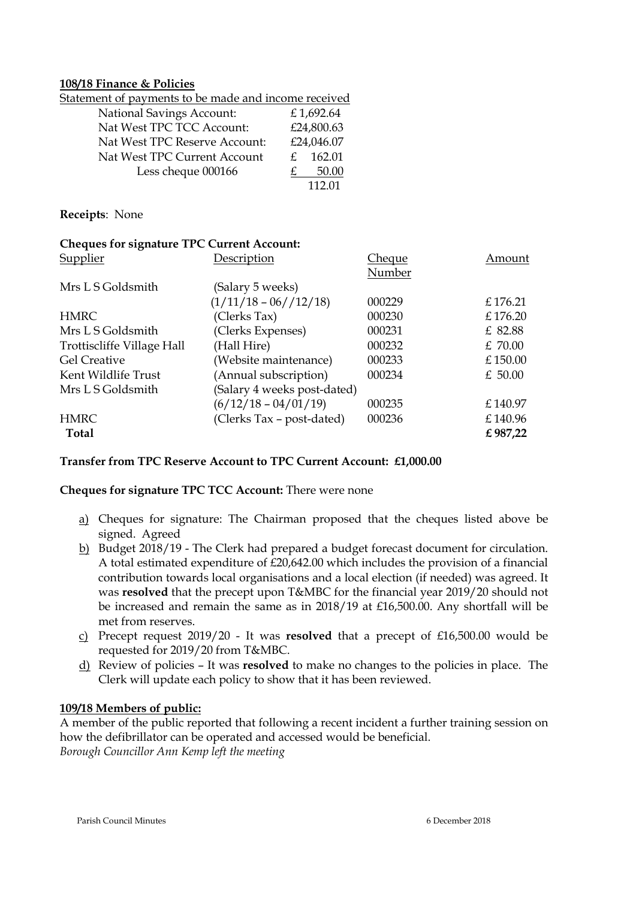**108/18 Finance & Policies**

Statement of payments to be made and income received

| | |
|---|---|
| National Savings Account: | £ 1,692.64 |
| Nat West TPC TCC Account: | £24,800.63 |
| Nat West TPC Reserve Account: | £24,046.07 |
| Nat West TPC Current Account | £ 162.01 |
| Less cheque 000166 | £ 50.00 |
| | 112.01 |

**Receipts**: None

**Cheques for signature TPC Current Account:**

| Supplier | Description | Cheque Number | Amount |
|---|---|---|---|
| Mrs L S Goldsmith | (Salary 5 weeks) (1/11/18 – 06//12/18) | 000229 | £ 176.21 |
| HMRC | (Clerks Tax) | 000230 | £ 176.20 |
| Mrs L S Goldsmith | (Clerks Expenses) | 000231 | £ 82.88 |
| Trottiscliffe Village Hall | (Hall Hire) | 000232 | £ 70.00 |
| Gel Creative | (Website maintenance) | 000233 | £ 150.00 |
| Kent Wildlife Trust | (Annual subscription) | 000234 | £ 50.00 |
| Mrs L S Goldsmith | (Salary 4 weeks post-dated) (6/12/18 – 04/01/19) | 000235 | £ 140.97 |
| HMRC | (Clerks Tax – post-dated) | 000236 | £ 140.96 |
| **Total** | | | **£ 987,22** |

**Transfer from TPC Reserve Account to TPC Current Account: £1,000.00**

**Cheques for signature TPC TCC Account:** There were none

a) Cheques for signature: The Chairman proposed that the cheques listed above be signed. Agreed
b) Budget 2018/19 - The Clerk had prepared a budget forecast document for circulation. A total estimated expenditure of £20,642.00 which includes the provision of a financial contribution towards local organisations and a local election (if needed) was agreed. It was **resolved** that the precept upon T&MBC for the financial year 2019/20 should not be increased and remain the same as in 2018/19 at £16,500.00. Any shortfall will be met from reserves.
c) Precept request 2019/20 - It was **resolved** that a precept of £16,500.00 would be requested for 2019/20 from T&MBC.
d) Review of policies – It was **resolved** to make no changes to the policies in place. The Clerk will update each policy to show that it has been reviewed.

**109/18 Members of public:**

A member of the public reported that following a recent incident a further training session on how the defibrillator can be operated and accessed would be beneficial.

*Borough Councillor Ann Kemp left the meeting*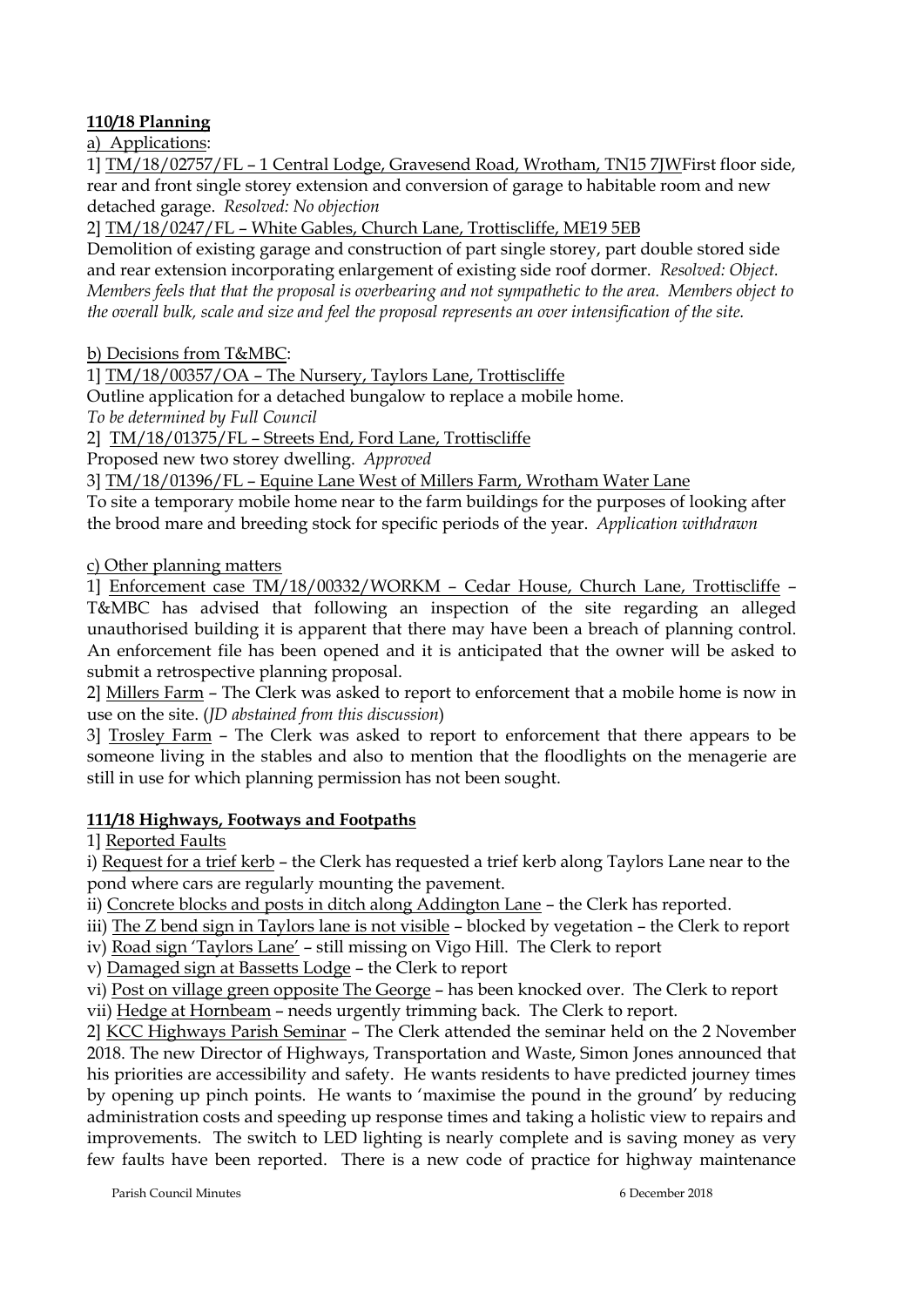**110/18 Planning**

a) Applications:

1] TM/18/02757/FL – 1 Central Lodge, Gravesend Road, Wrotham, TN15 7JWFirst floor side, rear and front single storey extension and conversion of garage to habitable room and new detached garage. *Resolved: No objection*

2] TM/18/0247/FL – White Gables, Church Lane, Trottiscliffe, ME19 5EB
Demolition of existing garage and construction of part single storey, part double stored side and rear extension incorporating enlargement of existing side roof dormer. *Resolved: Object. Members feels that that the proposal is overbearing and not sympathetic to the area. Members object to the overall bulk, scale and size and feel the proposal represents an over intensification of the site.*

b) Decisions from T&MBC:

1] TM/18/00357/OA – The Nursery, Taylors Lane, Trottiscliffe
Outline application for a detached bungalow to replace a mobile home.
*To be determined by Full Council*

2] TM/18/01375/FL – Streets End, Ford Lane, Trottiscliffe
Proposed new two storey dwelling. *Approved*

3] TM/18/01396/FL – Equine Lane West of Millers Farm, Wrotham Water Lane
To site a temporary mobile home near to the farm buildings for the purposes of looking after the brood mare and breeding stock for specific periods of the year. *Application withdrawn*

c) Other planning matters

1] Enforcement case TM/18/00332/WORKM – Cedar House, Church Lane, Trottiscliffe – T&MBC has advised that following an inspection of the site regarding an alleged unauthorised building it is apparent that there may have been a breach of planning control. An enforcement file has been opened and it is anticipated that the owner will be asked to submit a retrospective planning proposal.

2] Millers Farm – The Clerk was asked to report to enforcement that a mobile home is now in use on the site. (*JD abstained from this discussion*)

3] Trosley Farm – The Clerk was asked to report to enforcement that there appears to be someone living in the stables and also to mention that the floodlights on the menagerie are still in use for which planning permission has not been sought.

**111/18 Highways, Footways and Footpaths**

1] Reported Faults

i) Request for a trief kerb – the Clerk has requested a trief kerb along Taylors Lane near to the pond where cars are regularly mounting the pavement.

ii) Concrete blocks and posts in ditch along Addington Lane – the Clerk has reported.

iii) The Z bend sign in Taylors lane is not visible – blocked by vegetation – the Clerk to report

iv) Road sign 'Taylors Lane' – still missing on Vigo Hill. The Clerk to report

v) Damaged sign at Bassetts Lodge – the Clerk to report

vi) Post on village green opposite The George – has been knocked over. The Clerk to report

vii) Hedge at Hornbeam – needs urgently trimming back. The Clerk to report.

2] KCC Highways Parish Seminar – The Clerk attended the seminar held on the 2 November 2018. The new Director of Highways, Transportation and Waste, Simon Jones announced that his priorities are accessibility and safety. He wants residents to have predicted journey times by opening up pinch points. He wants to 'maximise the pound in the ground' by reducing administration costs and speeding up response times and taking a holistic view to repairs and improvements. The switch to LED lighting is nearly complete and is saving money as very few faults have been reported. There is a new code of practice for highway maintenance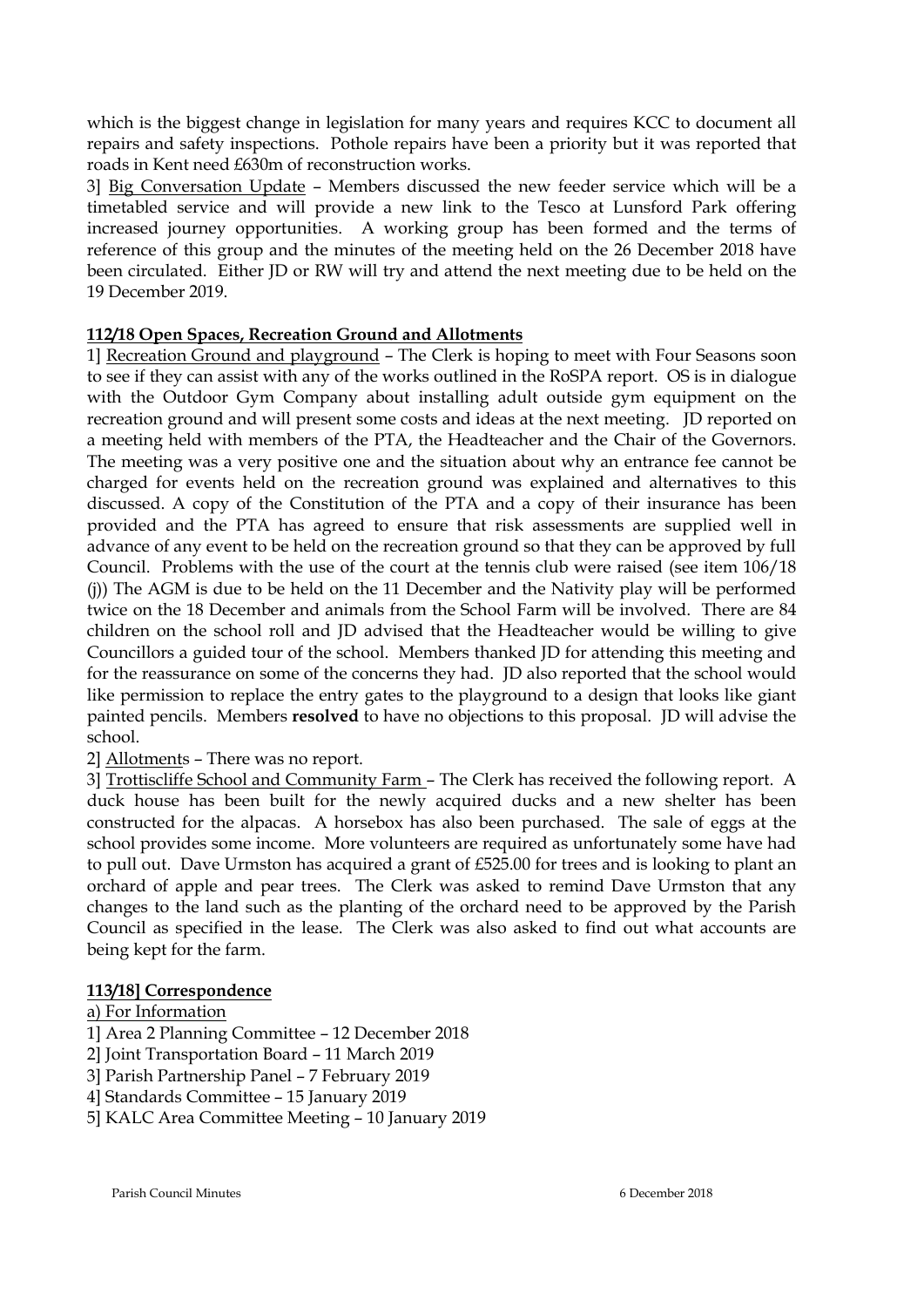which is the biggest change in legislation for many years and requires KCC to document all repairs and safety inspections. Pothole repairs have been a priority but it was reported that roads in Kent need £630m of reconstruction works.

3] Big Conversation Update – Members discussed the new feeder service which will be a timetabled service and will provide a new link to the Tesco at Lunsford Park offering increased journey opportunities. A working group has been formed and the terms of reference of this group and the minutes of the meeting held on the 26 December 2018 have been circulated. Either JD or RW will try and attend the next meeting due to be held on the 19 December 2019.

**112/18 Open Spaces, Recreation Ground and Allotments**

1] Recreation Ground and playground – The Clerk is hoping to meet with Four Seasons soon to see if they can assist with any of the works outlined in the RoSPA report. OS is in dialogue with the Outdoor Gym Company about installing adult outside gym equipment on the recreation ground and will present some costs and ideas at the next meeting. JD reported on a meeting held with members of the PTA, the Headteacher and the Chair of the Governors. The meeting was a very positive one and the situation about why an entrance fee cannot be charged for events held on the recreation ground was explained and alternatives to this discussed. A copy of the Constitution of the PTA and a copy of their insurance has been provided and the PTA has agreed to ensure that risk assessments are supplied well in advance of any event to be held on the recreation ground so that they can be approved by full Council. Problems with the use of the court at the tennis club were raised (see item 106/18 (j)) The AGM is due to be held on the 11 December and the Nativity play will be performed twice on the 18 December and animals from the School Farm will be involved. There are 84 children on the school roll and JD advised that the Headteacher would be willing to give Councillors a guided tour of the school. Members thanked JD for attending this meeting and for the reassurance on some of the concerns they had. JD also reported that the school would like permission to replace the entry gates to the playground to a design that looks like giant painted pencils. Members **resolved** to have no objections to this proposal. JD will advise the school.

2] Allotments – There was no report.

3] Trottiscliffe School and Community Farm – The Clerk has received the following report. A duck house has been built for the newly acquired ducks and a new shelter has been constructed for the alpacas. A horsebox has also been purchased. The sale of eggs at the school provides some income. More volunteers are required as unfortunately some have had to pull out. Dave Urmston has acquired a grant of £525.00 for trees and is looking to plant an orchard of apple and pear trees. The Clerk was asked to remind Dave Urmston that any changes to the land such as the planting of the orchard need to be approved by the Parish Council as specified in the lease. The Clerk was also asked to find out what accounts are being kept for the farm.

**113/18] Correspondence**

a) For Information

1] Area 2 Planning Committee – 12 December 2018
2] Joint Transportation Board – 11 March 2019
3] Parish Partnership Panel – 7 February 2019
4] Standards Committee – 15 January 2019
5] KALC Area Committee Meeting – 10 January 2019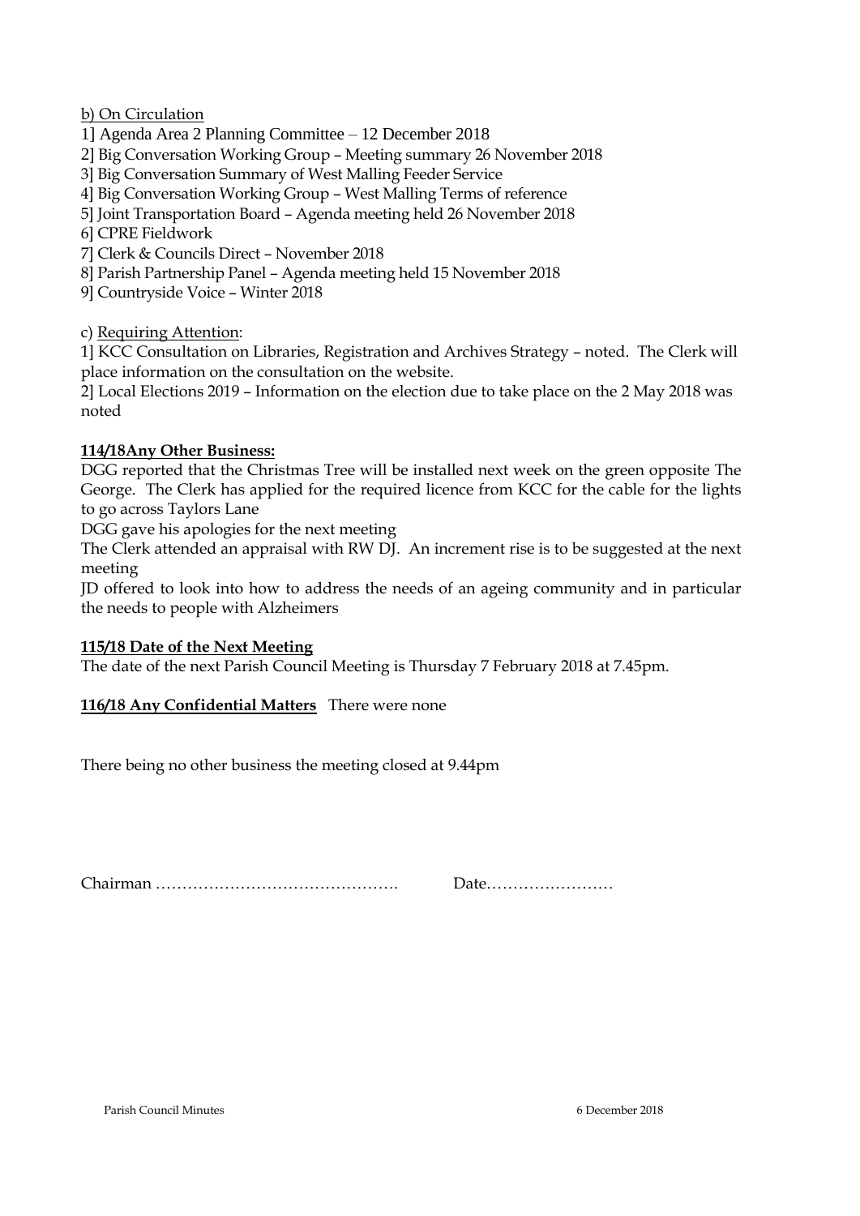b) On Circulation

1] Agenda Area 2 Planning Committee – 12 December 2018
2] Big Conversation Working Group – Meeting summary 26 November 2018
3] Big Conversation Summary of West Malling Feeder Service
4] Big Conversation Working Group – West Malling Terms of reference
5] Joint Transportation Board – Agenda meeting held 26 November 2018
6] CPRE Fieldwork
7] Clerk & Councils Direct – November 2018
8] Parish Partnership Panel – Agenda meeting held 15 November 2018
9] Countryside Voice – Winter 2018

c) Requiring Attention:

1] KCC Consultation on Libraries, Registration and Archives Strategy – noted. The Clerk will place information on the consultation on the website.
2] Local Elections 2019 – Information on the election due to take place on the 2 May 2018 was noted

**114/18Any Other Business:**

DGG reported that the Christmas Tree will be installed next week on the green opposite The George. The Clerk has applied for the required licence from KCC for the cable for the lights to go across Taylors Lane

DGG gave his apologies for the next meeting

The Clerk attended an appraisal with RW DJ. An increment rise is to be suggested at the next meeting

JD offered to look into how to address the needs of an ageing community and in particular the needs to people with Alzheimers

**115/18 Date of the Next Meeting**

The date of the next Parish Council Meeting is Thursday 7 February 2018 at 7.45pm.

**116/18 Any Confidential Matters** There were none

There being no other business the meeting closed at 9.44pm

Chairman ………………………………………. Date……………………